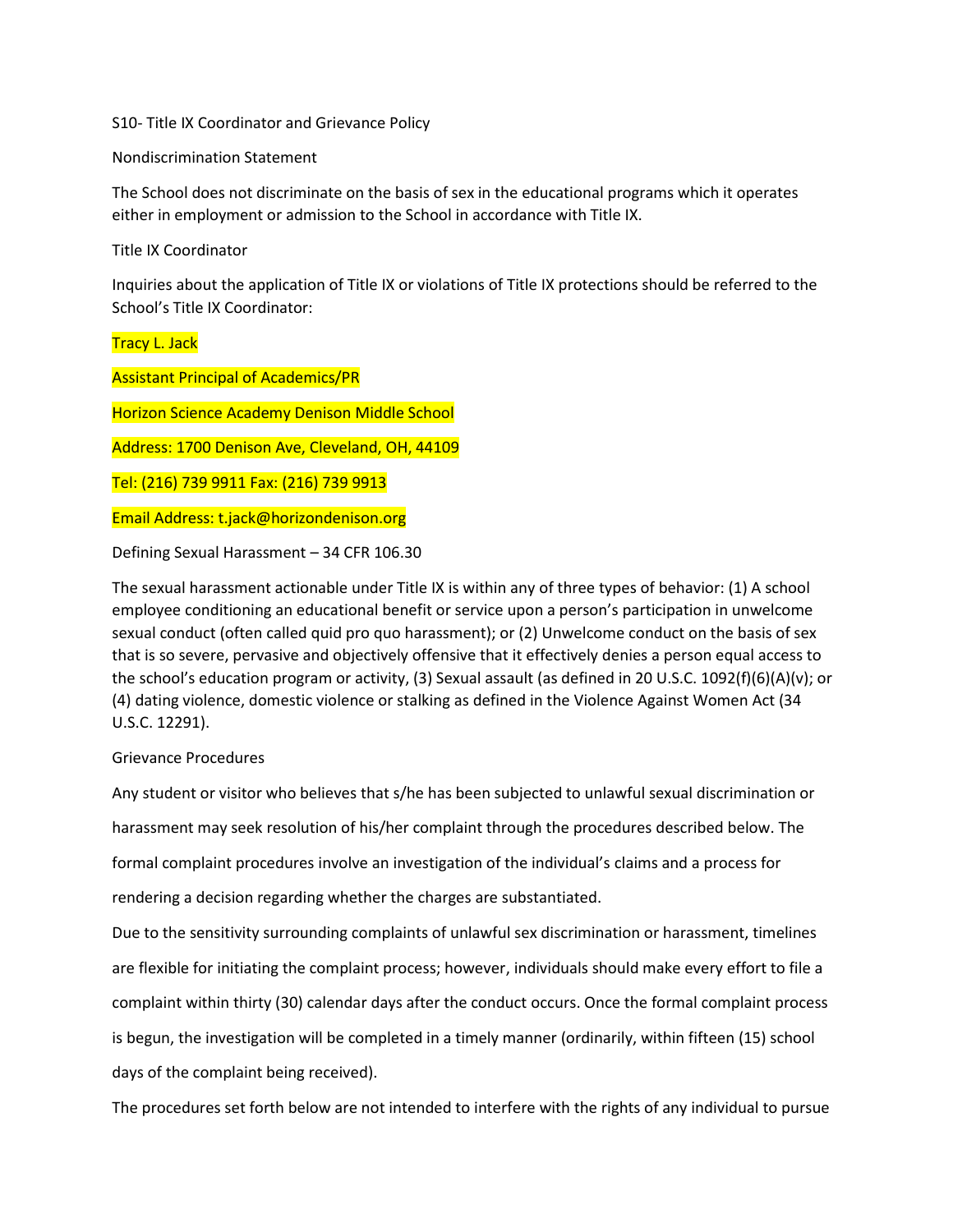# S10- Title IX Coordinator and Grievance Policy

## Nondiscrimination Statement

The School does not discriminate on the basis of sex in the educational programs which it operates either in employment or admission to the School in accordance with Title IX.

## Title IX Coordinator

Inquiries about the application of Title IX or violations of Title IX protections should be referred to the School's Title IX Coordinator:

Tracy L. Jack

Assistant Principal of Academics/PR

Horizon Science Academy Denison Middle School

Address: 1700 Denison Ave, Cleveland, OH, 44109

Tel: (216) 739 9911 Fax: (216) 739 9913

Email Address: t.jack@horizondenison.org

## Defining Sexual Harassment – 34 CFR 106.30

The sexual harassment actionable under Title IX is within any of three types of behavior: (1) A school employee conditioning an educational benefit or service upon a person's participation in unwelcome sexual conduct (often called quid pro quo harassment); or (2) Unwelcome conduct on the basis of sex that is so severe, pervasive and objectively offensive that it effectively denies a person equal access to the school's education program or activity, (3) Sexual assault (as defined in 20 U.S.C. 1092(f)(6)(A)(v); or (4) dating violence, domestic violence or stalking as defined in the Violence Against Women Act (34 U.S.C. 12291).

## Grievance Procedures

Any student or visitor who believes that s/he has been subjected to unlawful sexual discrimination or harassment may seek resolution of his/her complaint through the procedures described below. The formal complaint procedures involve an investigation of the individual's claims and a process for rendering a decision regarding whether the charges are substantiated.

Due to the sensitivity surrounding complaints of unlawful sex discrimination or harassment, timelines are flexible for initiating the complaint process; however, individuals should make every effort to file a complaint within thirty (30) calendar days after the conduct occurs. Once the formal complaint process is begun, the investigation will be completed in a timely manner (ordinarily, within fifteen (15) school days of the complaint being received).

The procedures set forth below are not intended to interfere with the rights of any individual to pursue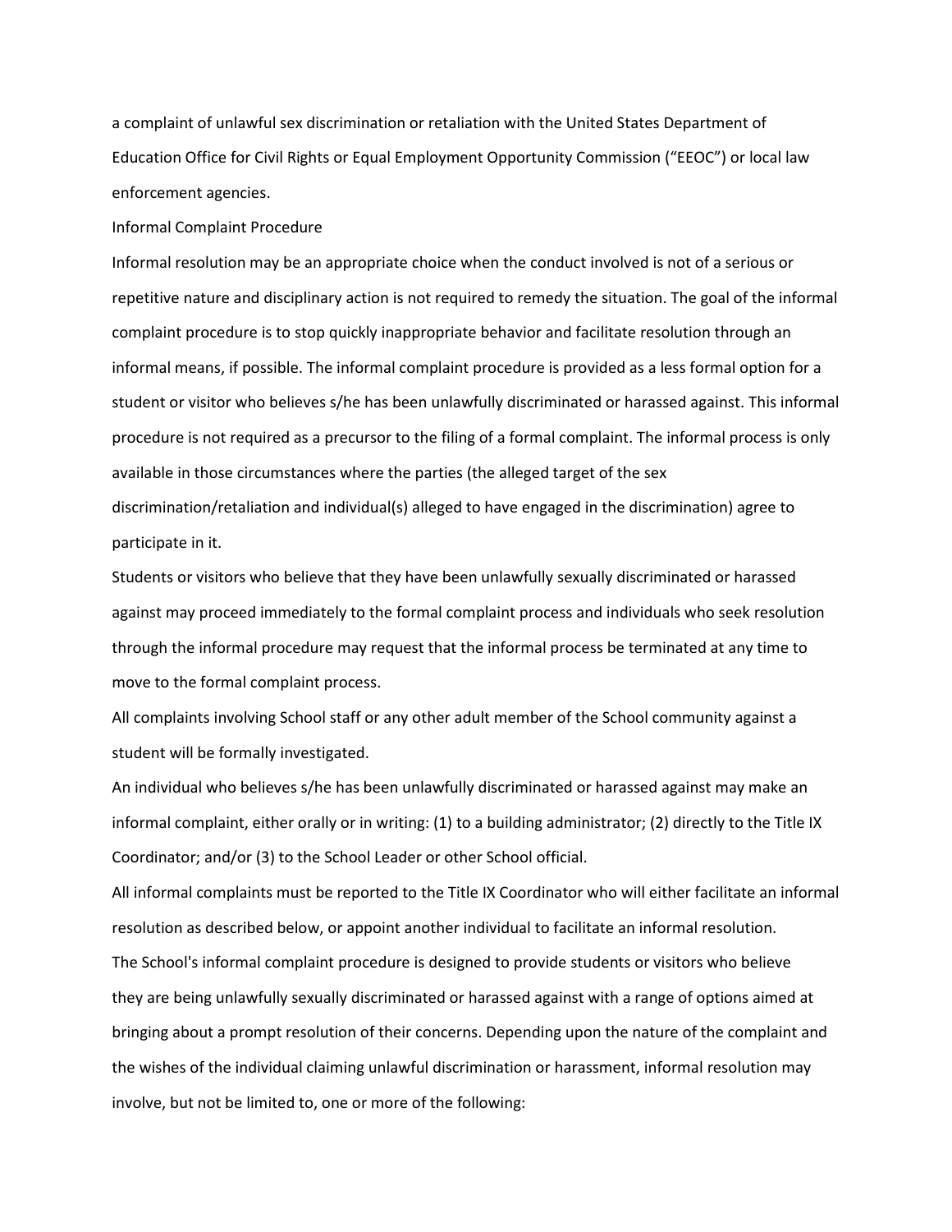a complaint of unlawful sex discrimination or retaliation with the United States Department of Education Office for Civil Rights or Equal Employment Opportunity Commission ("EEOC") or local law enforcement agencies.

## Informal Complaint Procedure

Informal resolution may be an appropriate choice when the conduct involved is not of a serious or repetitive nature and disciplinary action is not required to remedy the situation. The goal of the informal complaint procedure is to stop quickly inappropriate behavior and facilitate resolution through an informal means, if possible. The informal complaint procedure is provided as a less formal option for a student or visitor who believes s/he has been unlawfully discriminated or harassed against. This informal procedure is not required as a precursor to the filing of a formal complaint. The informal process is only available in those circumstances where the parties (the alleged target of the sex discrimination/retaliation and individual(s) alleged to have engaged in the discrimination) agree to participate in it.

Students or visitors who believe that they have been unlawfully sexually discriminated or harassed against may proceed immediately to the formal complaint process and individuals who seek resolution through the informal procedure may request that the informal process be terminated at any time to move to the formal complaint process.

All complaints involving School staff or any other adult member of the School community against a student will be formally investigated.

An individual who believes s/he has been unlawfully discriminated or harassed against may make an informal complaint, either orally or in writing: (1) to a building administrator; (2) directly to the Title IX Coordinator; and/or (3) to the School Leader or other School official.

All informal complaints must be reported to the Title IX Coordinator who will either facilitate an informal resolution as described below, or appoint another individual to facilitate an informal resolution.

The School's informal complaint procedure is designed to provide students or visitors who believe they are being unlawfully sexually discriminated or harassed against with a range of options aimed at bringing about a prompt resolution of their concerns. Depending upon the nature of the complaint and the wishes of the individual claiming unlawful discrimination or harassment, informal resolution may involve, but not be limited to, one or more of the following: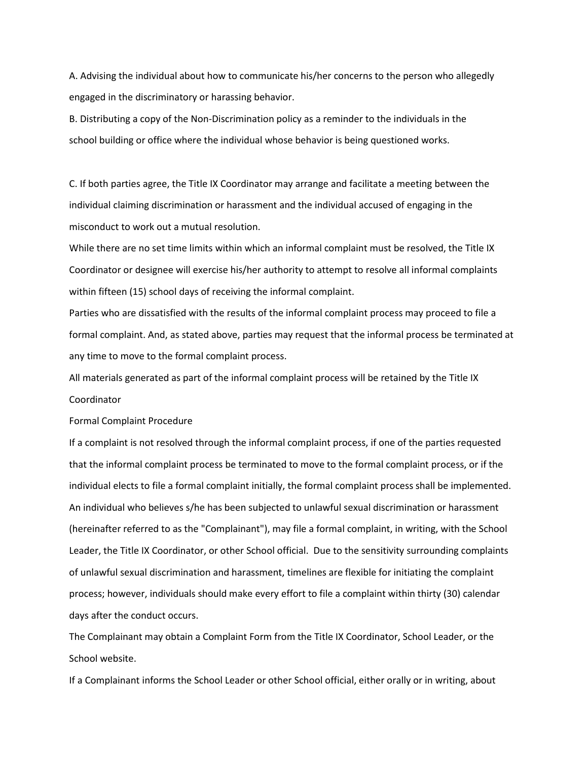A. Advising the individual about how to communicate his/her concerns to the person who allegedly engaged in the discriminatory or harassing behavior.

B. Distributing a copy of the Non-Discrimination policy as a reminder to the individuals in the school building or office where the individual whose behavior is being questioned works.

C. If both parties agree, the Title IX Coordinator may arrange and facilitate a meeting between the individual claiming discrimination or harassment and the individual accused of engaging in the misconduct to work out a mutual resolution.

While there are no set time limits within which an informal complaint must be resolved, the Title IX Coordinator or designee will exercise his/her authority to attempt to resolve all informal complaints within fifteen (15) school days of receiving the informal complaint.

Parties who are dissatisfied with the results of the informal complaint process may proceed to file a formal complaint. And, as stated above, parties may request that the informal process be terminated at any time to move to the formal complaint process.

All materials generated as part of the informal complaint process will be retained by the Title IX Coordinator

## Formal Complaint Procedure

If a complaint is not resolved through the informal complaint process, if one of the parties requested that the informal complaint process be terminated to move to the formal complaint process, or if the individual elects to file a formal complaint initially, the formal complaint process shall be implemented.

An individual who believes s/he has been subjected to unlawful sexual discrimination or harassment (hereinafter referred to as the "Complainant"), may file a formal complaint, in writing, with the School Leader, the Title IX Coordinator, or other School official. Due to the sensitivity surrounding complaints of unlawful sexual discrimination and harassment, timelines are flexible for initiating the complaint process; however, individuals should make every effort to file a complaint within thirty (30) calendar days after the conduct occurs.

The Complainant may obtain a Complaint Form from the Title IX Coordinator, School Leader, or the School website.

If a Complainant informs the School Leader or other School official, either orally or in writing, about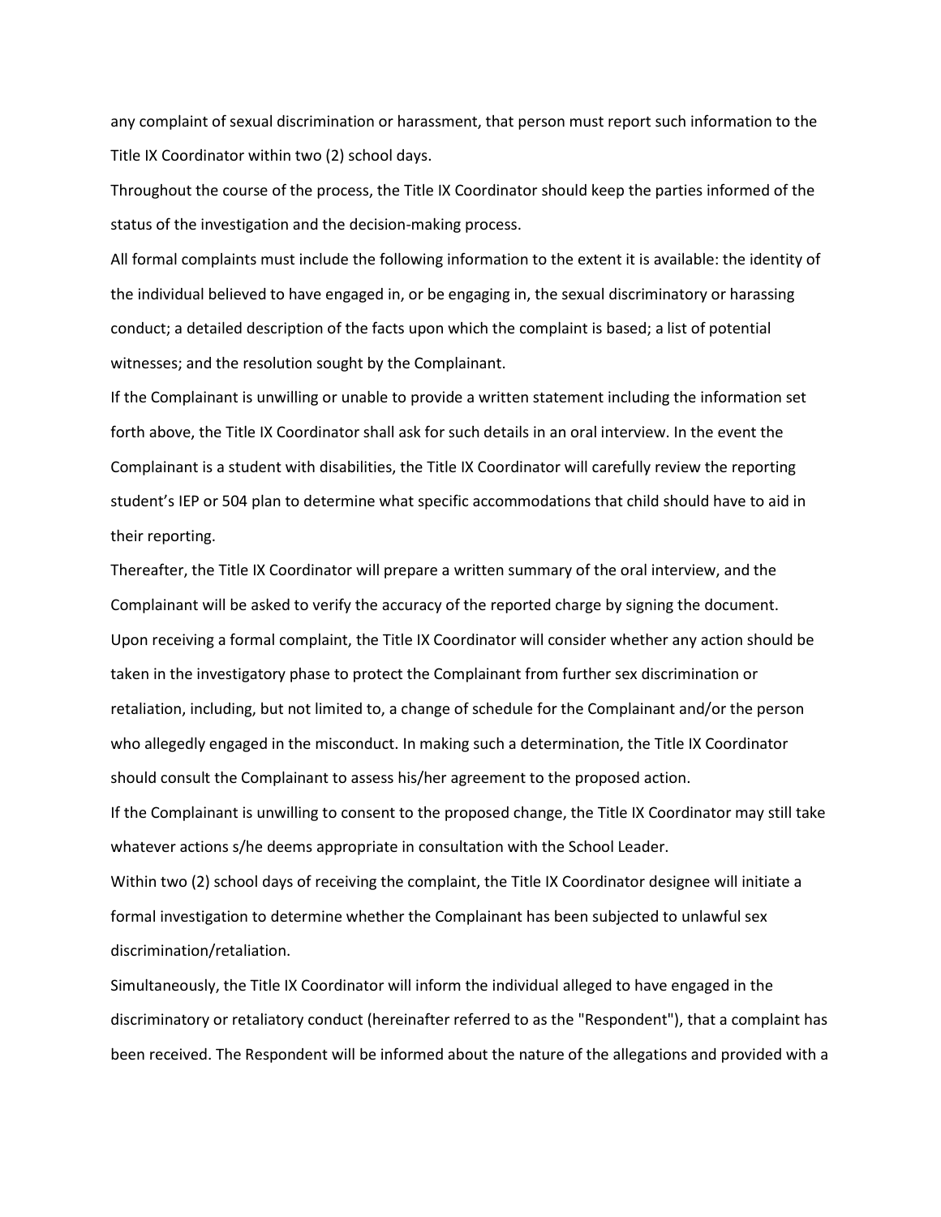any complaint of sexual discrimination or harassment, that person must report such information to the Title IX Coordinator within two (2) school days.

Throughout the course of the process, the Title IX Coordinator should keep the parties informed of the status of the investigation and the decision-making process.

All formal complaints must include the following information to the extent it is available: the identity of the individual believed to have engaged in, or be engaging in, the sexual discriminatory or harassing conduct; a detailed description of the facts upon which the complaint is based; a list of potential witnesses; and the resolution sought by the Complainant.

If the Complainant is unwilling or unable to provide a written statement including the information set forth above, the Title IX Coordinator shall ask for such details in an oral interview. In the event the Complainant is a student with disabilities, the Title IX Coordinator will carefully review the reporting student's IEP or 504 plan to determine what specific accommodations that child should have to aid in their reporting.

Thereafter, the Title IX Coordinator will prepare a written summary of the oral interview, and the Complainant will be asked to verify the accuracy of the reported charge by signing the document.

Upon receiving a formal complaint, the Title IX Coordinator will consider whether any action should be taken in the investigatory phase to protect the Complainant from further sex discrimination or retaliation, including, but not limited to, a change of schedule for the Complainant and/or the person who allegedly engaged in the misconduct. In making such a determination, the Title IX Coordinator should consult the Complainant to assess his/her agreement to the proposed action.

If the Complainant is unwilling to consent to the proposed change, the Title IX Coordinator may still take whatever actions s/he deems appropriate in consultation with the School Leader.

Within two (2) school days of receiving the complaint, the Title IX Coordinator designee will initiate a formal investigation to determine whether the Complainant has been subjected to unlawful sex discrimination/retaliation.

Simultaneously, the Title IX Coordinator will inform the individual alleged to have engaged in the discriminatory or retaliatory conduct (hereinafter referred to as the "Respondent"), that a complaint has been received. The Respondent will be informed about the nature of the allegations and provided with a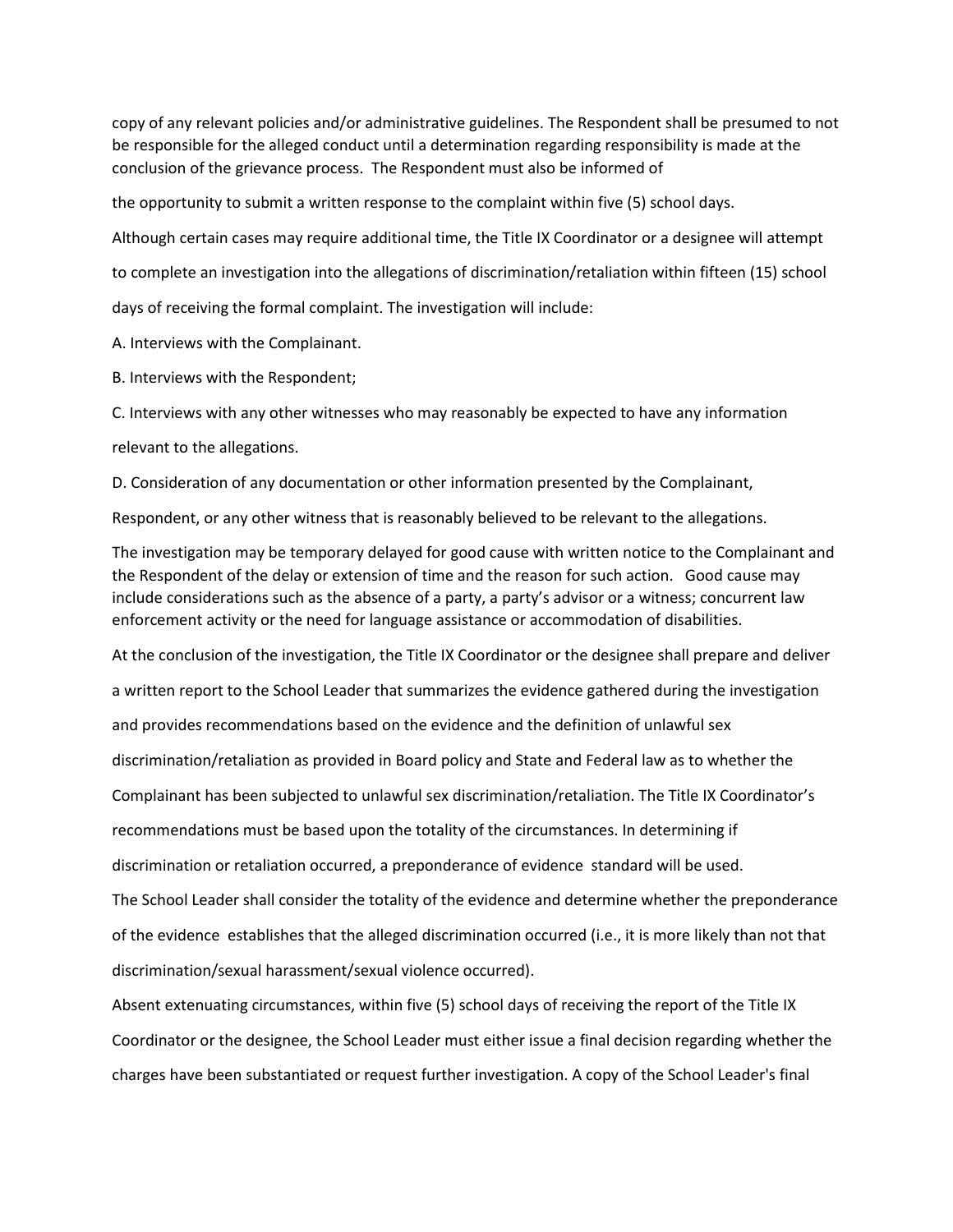copy of any relevant policies and/or administrative guidelines. The Respondent shall be presumed to not be responsible for the alleged conduct until a determination regarding responsibility is made at the conclusion of the grievance process. The Respondent must also be informed of

the opportunity to submit a written response to the complaint within five (5) school days.

Although certain cases may require additional time, the Title IX Coordinator or a designee will attempt to complete an investigation into the allegations of discrimination/retaliation within fifteen (15) school days of receiving the formal complaint. The investigation will include:

A. Interviews with the Complainant.

B. Interviews with the Respondent;

C. Interviews with any other witnesses who may reasonably be expected to have any information relevant to the allegations.

D. Consideration of any documentation or other information presented by the Complainant, Respondent, or any other witness that is reasonably believed to be relevant to the allegations.

The investigation may be temporary delayed for good cause with written notice to the Complainant and the Respondent of the delay or extension of time and the reason for such action. Good cause may include considerations such as the absence of a party, a party's advisor or a witness; concurrent law enforcement activity or the need for language assistance or accommodation of disabilities.

At the conclusion of the investigation, the Title IX Coordinator or the designee shall prepare and deliver a written report to the School Leader that summarizes the evidence gathered during the investigation and provides recommendations based on the evidence and the definition of unlawful sex discrimination/retaliation as provided in Board policy and State and Federal law as to whether the Complainant has been subjected to unlawful sex discrimination/retaliation. The Title IX Coordinator's recommendations must be based upon the totality of the circumstances. In determining if discrimination or retaliation occurred, a preponderance of evidence standard will be used.

The School Leader shall consider the totality of the evidence and determine whether the preponderance of the evidence establishes that the alleged discrimination occurred (i.e., it is more likely than not that discrimination/sexual harassment/sexual violence occurred).

Absent extenuating circumstances, within five (5) school days of receiving the report of the Title IX Coordinator or the designee, the School Leader must either issue a final decision regarding whether the charges have been substantiated or request further investigation. A copy of the School Leader's final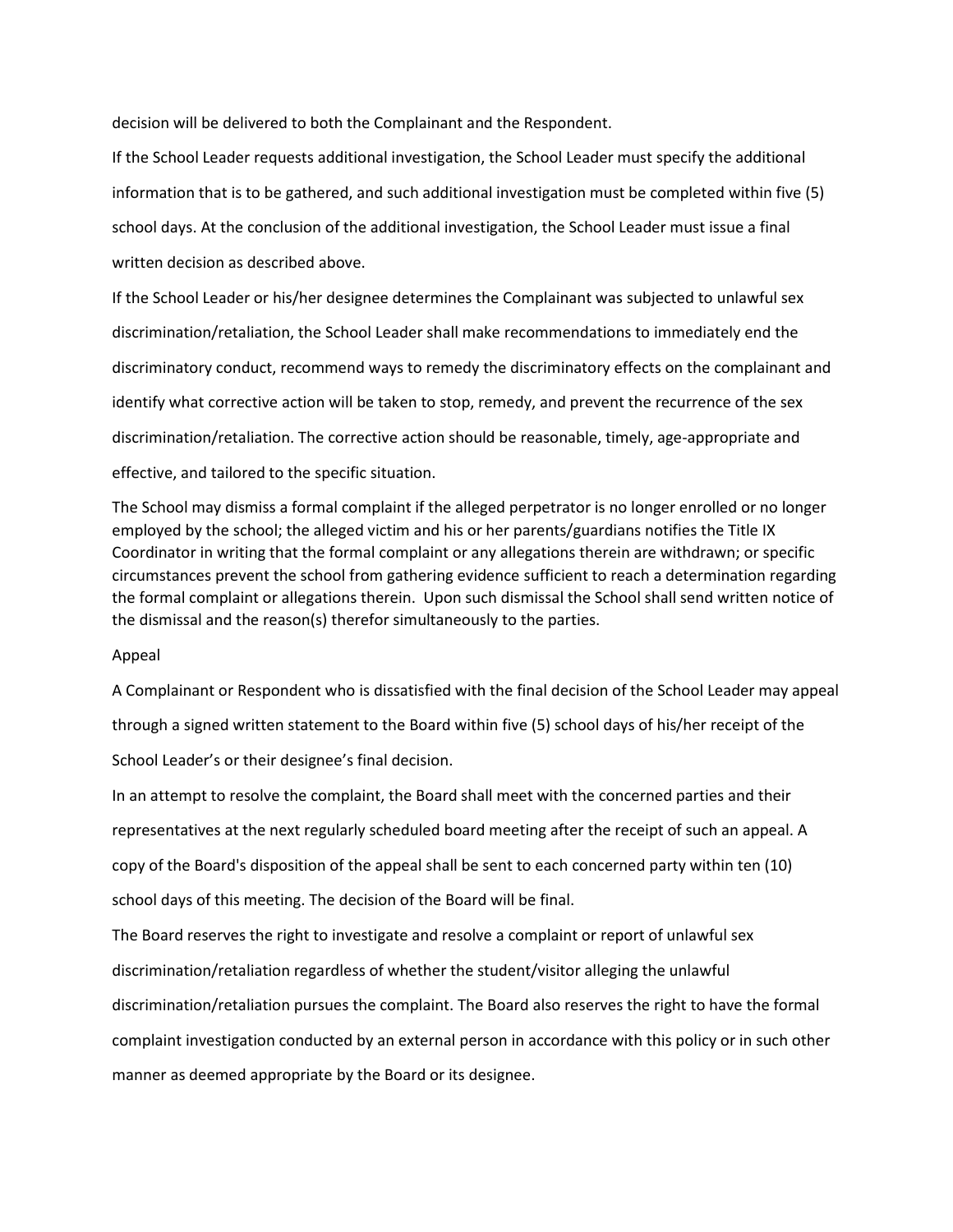decision will be delivered to both the Complainant and the Respondent.

If the School Leader requests additional investigation, the School Leader must specify the additional information that is to be gathered, and such additional investigation must be completed within five (5) school days. At the conclusion of the additional investigation, the School Leader must issue a final written decision as described above.

If the School Leader or his/her designee determines the Complainant was subjected to unlawful sex discrimination/retaliation, the School Leader shall make recommendations to immediately end the discriminatory conduct, recommend ways to remedy the discriminatory effects on the complainant and identify what corrective action will be taken to stop, remedy, and prevent the recurrence of the sex discrimination/retaliation. The corrective action should be reasonable, timely, age-appropriate and effective, and tailored to the specific situation.

The School may dismiss a formal complaint if the alleged perpetrator is no longer enrolled or no longer employed by the school; the alleged victim and his or her parents/guardians notifies the Title IX Coordinator in writing that the formal complaint or any allegations therein are withdrawn; or specific circumstances prevent the school from gathering evidence sufficient to reach a determination regarding the formal complaint or allegations therein. Upon such dismissal the School shall send written notice of the dismissal and the reason(s) therefor simultaneously to the parties.

Appeal

A Complainant or Respondent who is dissatisfied with the final decision of the School Leader may appeal through a signed written statement to the Board within five (5) school days of his/her receipt of the School Leader's or their designee's final decision.

In an attempt to resolve the complaint, the Board shall meet with the concerned parties and their representatives at the next regularly scheduled board meeting after the receipt of such an appeal. A copy of the Board's disposition of the appeal shall be sent to each concerned party within ten (10) school days of this meeting. The decision of the Board will be final.

The Board reserves the right to investigate and resolve a complaint or report of unlawful sex discrimination/retaliation regardless of whether the student/visitor alleging the unlawful discrimination/retaliation pursues the complaint. The Board also reserves the right to have the formal complaint investigation conducted by an external person in accordance with this policy or in such other manner as deemed appropriate by the Board or its designee.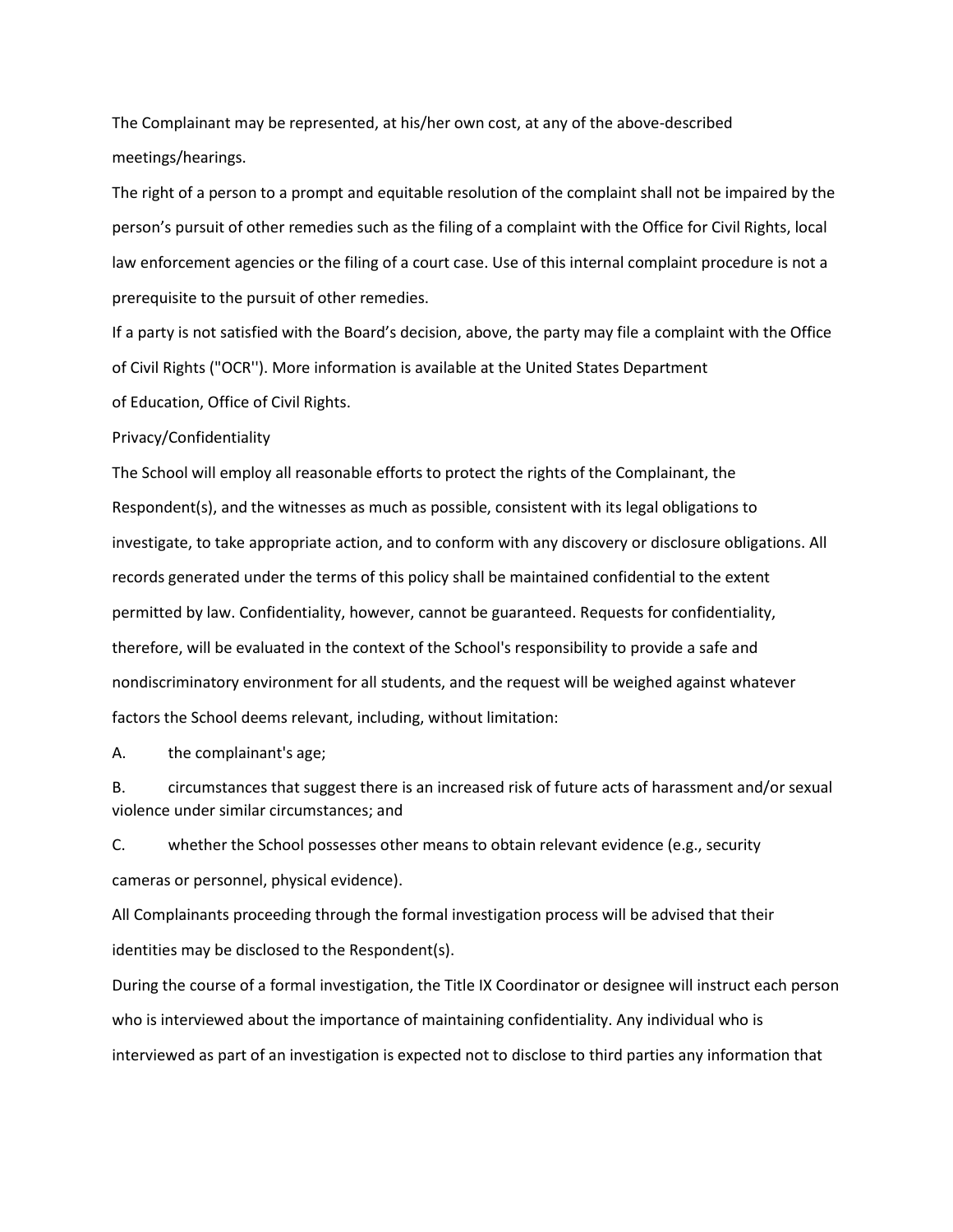The Complainant may be represented, at his/her own cost, at any of the above-described meetings/hearings.

The right of a person to a prompt and equitable resolution of the complaint shall not be impaired by the person's pursuit of other remedies such as the filing of a complaint with the Office for Civil Rights, local law enforcement agencies or the filing of a court case. Use of this internal complaint procedure is not a prerequisite to the pursuit of other remedies.

If a party is not satisfied with the Board's decision, above, the party may file a complaint with the Office of Civil Rights ("OCR''). More information is available at the United States Department of Education, Office of Civil Rights.

Privacy/Confidentiality

The School will employ all reasonable efforts to protect the rights of the Complainant, the Respondent(s), and the witnesses as much as possible, consistent with its legal obligations to investigate, to take appropriate action, and to conform with any discovery or disclosure obligations. All records generated under the terms of this policy shall be maintained confidential to the extent permitted by law. Confidentiality, however, cannot be guaranteed. Requests for confidentiality, therefore, will be evaluated in the context of the School's responsibility to provide a safe and nondiscriminatory environment for all students, and the request will be weighed against whatever factors the School deems relevant, including, without limitation:

A. the complainant's age;

B. circumstances that suggest there is an increased risk of future acts of harassment and/or sexual violence under similar circumstances; and

C. whether the School possesses other means to obtain relevant evidence (e.g., security cameras or personnel, physical evidence).

All Complainants proceeding through the formal investigation process will be advised that their identities may be disclosed to the Respondent(s).

During the course of a formal investigation, the Title IX Coordinator or designee will instruct each person who is interviewed about the importance of maintaining confidentiality. Any individual who is interviewed as part of an investigation is expected not to disclose to third parties any information that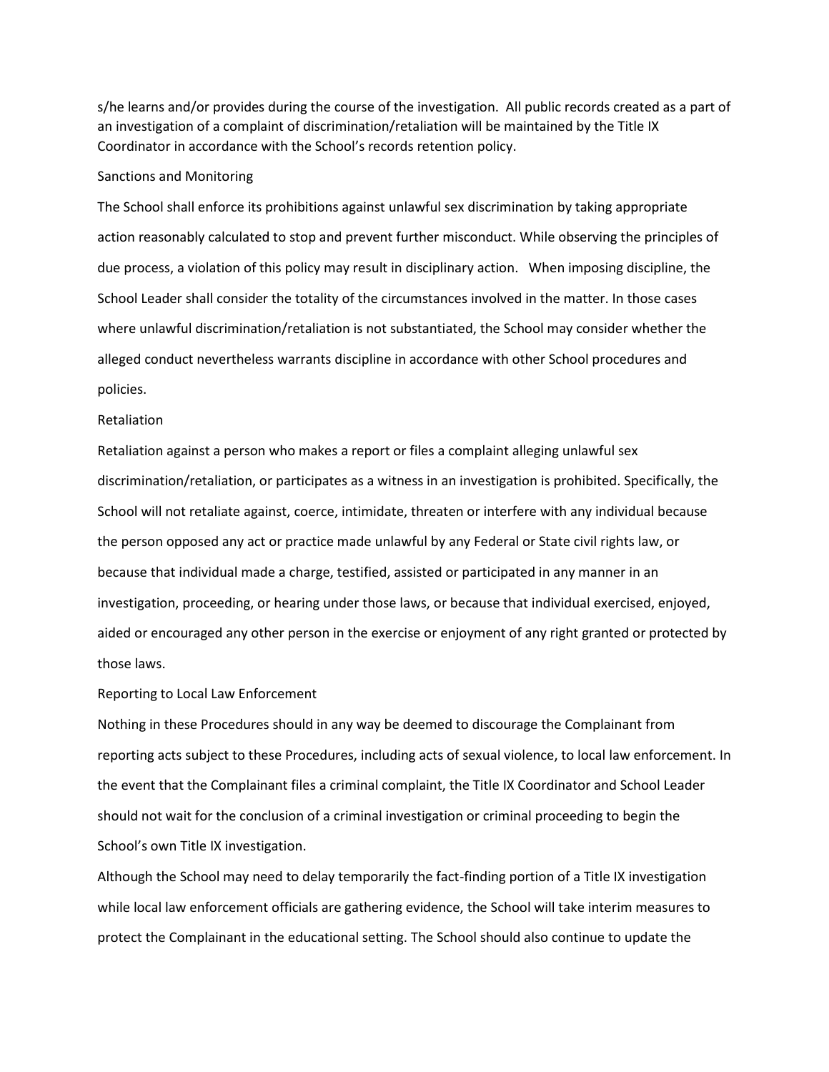s/he learns and/or provides during the course of the investigation. All public records created as a part of an investigation of a complaint of discrimination/retaliation will be maintained by the Title IX Coordinator in accordance with the School's records retention policy.

## Sanctions and Monitoring

The School shall enforce its prohibitions against unlawful sex discrimination by taking appropriate action reasonably calculated to stop and prevent further misconduct. While observing the principles of due process, a violation of this policy may result in disciplinary action. When imposing discipline, the School Leader shall consider the totality of the circumstances involved in the matter. In those cases where unlawful discrimination/retaliation is not substantiated, the School may consider whether the alleged conduct nevertheless warrants discipline in accordance with other School procedures and policies.

## Retaliation

Retaliation against a person who makes a report or files a complaint alleging unlawful sex discrimination/retaliation, or participates as a witness in an investigation is prohibited. Specifically, the School will not retaliate against, coerce, intimidate, threaten or interfere with any individual because the person opposed any act or practice made unlawful by any Federal or State civil rights law, or because that individual made a charge, testified, assisted or participated in any manner in an investigation, proceeding, or hearing under those laws, or because that individual exercised, enjoyed, aided or encouraged any other person in the exercise or enjoyment of any right granted or protected by those laws.

## Reporting to Local Law Enforcement

Nothing in these Procedures should in any way be deemed to discourage the Complainant from reporting acts subject to these Procedures, including acts of sexual violence, to local law enforcement. In the event that the Complainant files a criminal complaint, the Title IX Coordinator and School Leader should not wait for the conclusion of a criminal investigation or criminal proceeding to begin the School's own Title IX investigation.

Although the School may need to delay temporarily the fact-finding portion of a Title IX investigation while local law enforcement officials are gathering evidence, the School will take interim measures to protect the Complainant in the educational setting. The School should also continue to update the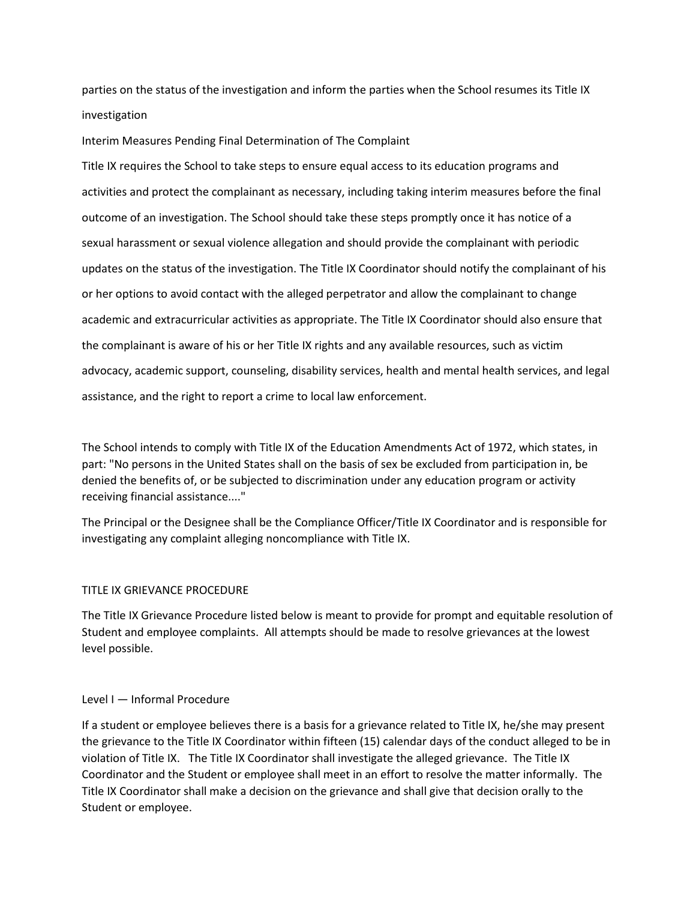parties on the status of the investigation and inform the parties when the School resumes its Title IX investigation

## Interim Measures Pending Final Determination of The Complaint

Title IX requires the School to take steps to ensure equal access to its education programs and activities and protect the complainant as necessary, including taking interim measures before the final outcome of an investigation. The School should take these steps promptly once it has notice of a sexual harassment or sexual violence allegation and should provide the complainant with periodic updates on the status of the investigation. The Title IX Coordinator should notify the complainant of his or her options to avoid contact with the alleged perpetrator and allow the complainant to change academic and extracurricular activities as appropriate. The Title IX Coordinator should also ensure that the complainant is aware of his or her Title IX rights and any available resources, such as victim advocacy, academic support, counseling, disability services, health and mental health services, and legal assistance, and the right to report a crime to local law enforcement.

The School intends to comply with Title IX of the Education Amendments Act of 1972, which states, in part: "No persons in the United States shall on the basis of sex be excluded from participation in, be denied the benefits of, or be subjected to discrimination under any education program or activity receiving financial assistance...."

The Principal or the Designee shall be the Compliance Officer/Title IX Coordinator and is responsible for investigating any complaint alleging noncompliance with Title IX.

## TITLE IX GRIEVANCE PROCEDURE

The Title IX Grievance Procedure listed below is meant to provide for prompt and equitable resolution of Student and employee complaints. All attempts should be made to resolve grievances at the lowest level possible.

### Level I — Informal Procedure

If a student or employee believes there is a basis for a grievance related to Title IX, he/she may present the grievance to the Title IX Coordinator within fifteen (15) calendar days of the conduct alleged to be in violation of Title IX. The Title IX Coordinator shall investigate the alleged grievance. The Title IX Coordinator and the Student or employee shall meet in an effort to resolve the matter informally. The Title IX Coordinator shall make a decision on the grievance and shall give that decision orally to the Student or employee.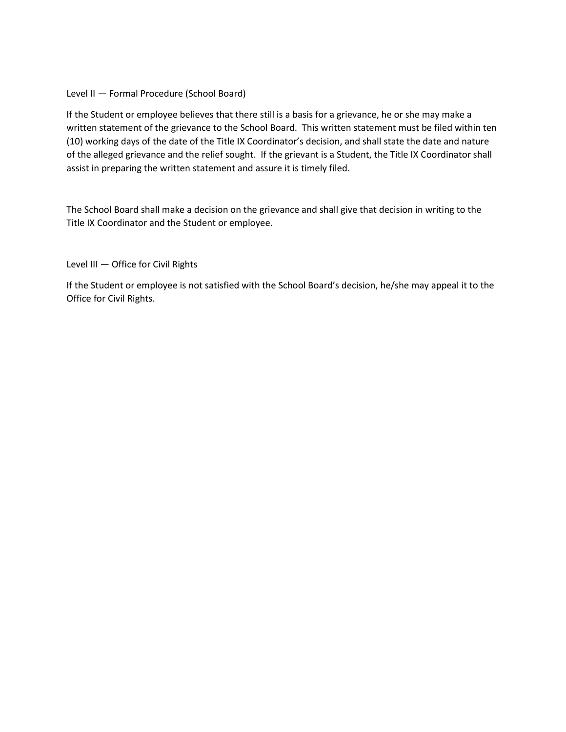### Level II — Formal Procedure (School Board)

If the Student or employee believes that there still is a basis for a grievance, he or she may make a written statement of the grievance to the School Board. This written statement must be filed within ten (10) working days of the date of the Title IX Coordinator's decision, and shall state the date and nature of the alleged grievance and the relief sought. If the grievant is a Student, the Title IX Coordinator shall assist in preparing the written statement and assure it is timely filed.

The School Board shall make a decision on the grievance and shall give that decision in writing to the Title IX Coordinator and the Student or employee.

### Level III — Office for Civil Rights

If the Student or employee is not satisfied with the School Board's decision, he/she may appeal it to the Office for Civil Rights.